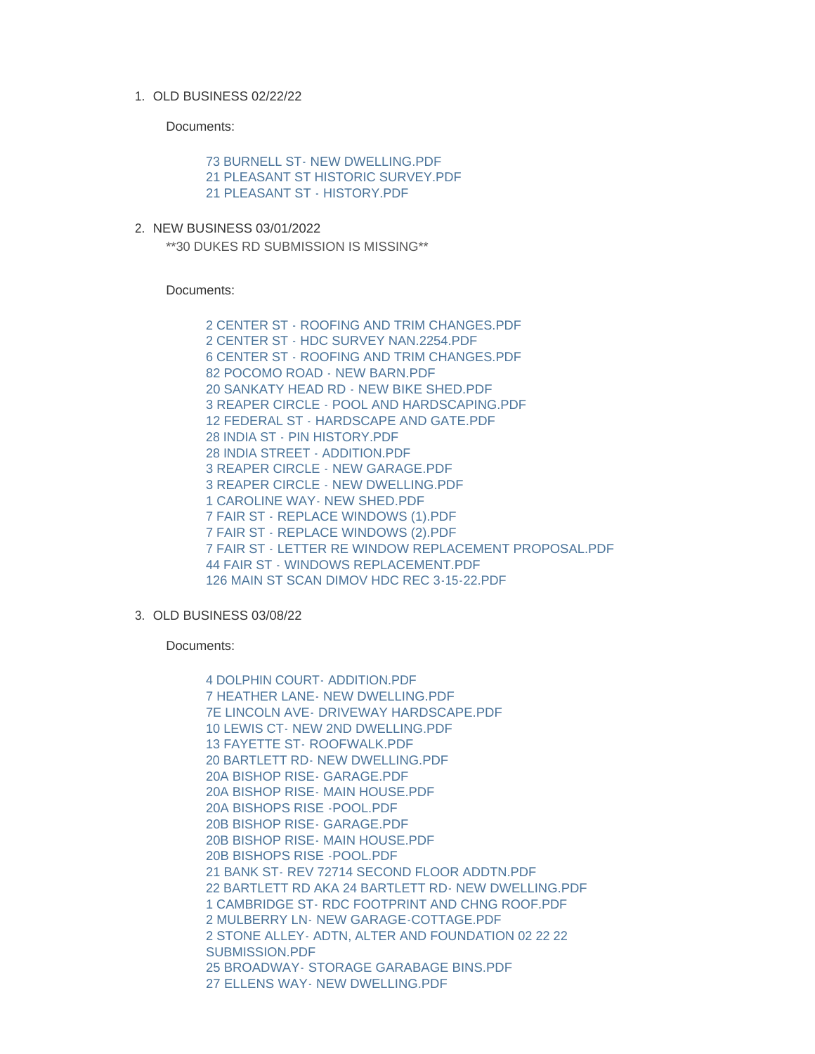1. OLD BUSINESS 02/22/22

   Documents:

   - 73 BURNELL ST- NEW DWELLING.PDF
   - 21 PLEASANT ST HISTORIC SURVEY.PDF
   - 21 PLEASANT ST - HISTORY.PDF

2. NEW BUSINESS 03/01/2022

   **30 DUKES RD SUBMISSION IS MISSING**

   Documents:

   - 2 CENTER ST - ROOFING AND TRIM CHANGES.PDF
   - 2 CENTER ST - HDC SURVEY NAN.2254.PDF
   - 6 CENTER ST - ROOFING AND TRIM CHANGES.PDF
   - 82 POCOMO ROAD - NEW BARN.PDF
   - 20 SANKATY HEAD RD - NEW BIKE SHED.PDF
   - 3 REAPER CIRCLE - POOL AND HARDSCAPING.PDF
   - 12 FEDERAL ST - HARDSCAPE AND GATE.PDF
   - 28 INDIA ST - PIN HISTORY.PDF
   - 28 INDIA STREET - ADDITION.PDF
   - 3 REAPER CIRCLE - NEW GARAGE.PDF
   - 3 REAPER CIRCLE - NEW DWELLING.PDF
   - 1 CAROLINE WAY- NEW SHED.PDF
   - 7 FAIR ST - REPLACE WINDOWS (1).PDF
   - 7 FAIR ST - REPLACE WINDOWS (2).PDF
   - 7 FAIR ST - LETTER RE WINDOW REPLACEMENT PROPOSAL.PDF
   - 44 FAIR ST - WINDOWS REPLACEMENT.PDF
   - 126 MAIN ST SCAN DIMOV HDC REC 3-15-22.PDF

3. OLD BUSINESS 03/08/22

   Documents:

   - 4 DOLPHIN COURT- ADDITION.PDF
   - 7 HEATHER LANE- NEW DWELLING.PDF
   - 7E LINCOLN AVE- DRIVEWAY HARDSCAPE.PDF
   - 10 LEWIS CT- NEW 2ND DWELLING.PDF
   - 13 FAYETTE ST- ROOFWALK.PDF
   - 20 BARTLETT RD- NEW DWELLING.PDF
   - 20A BISHOP RISE- GARAGE.PDF
   - 20A BISHOP RISE- MAIN HOUSE.PDF
   - 20A BISHOPS RISE -POOL.PDF
   - 20B BISHOP RISE- GARAGE.PDF
   - 20B BISHOP RISE- MAIN HOUSE.PDF
   - 20B BISHOPS RISE -POOL.PDF
   - 21 BANK ST- REV 72714 SECOND FLOOR ADDTN.PDF
   - 22 BARTLETT RD AKA 24 BARTLETT RD- NEW DWELLING.PDF
   - 1 CAMBRIDGE ST- RDC FOOTPRINT AND CHNG ROOF.PDF
   - 2 MULBERRY LN- NEW GARAGE-COTTAGE.PDF
   - 2 STONE ALLEY- ADTN, ALTER AND FOUNDATION 02 22 22 SUBMISSION.PDF
   - 25 BROADWAY- STORAGE GARABAGE BINS.PDF
   - 27 ELLENS WAY- NEW DWELLING.PDF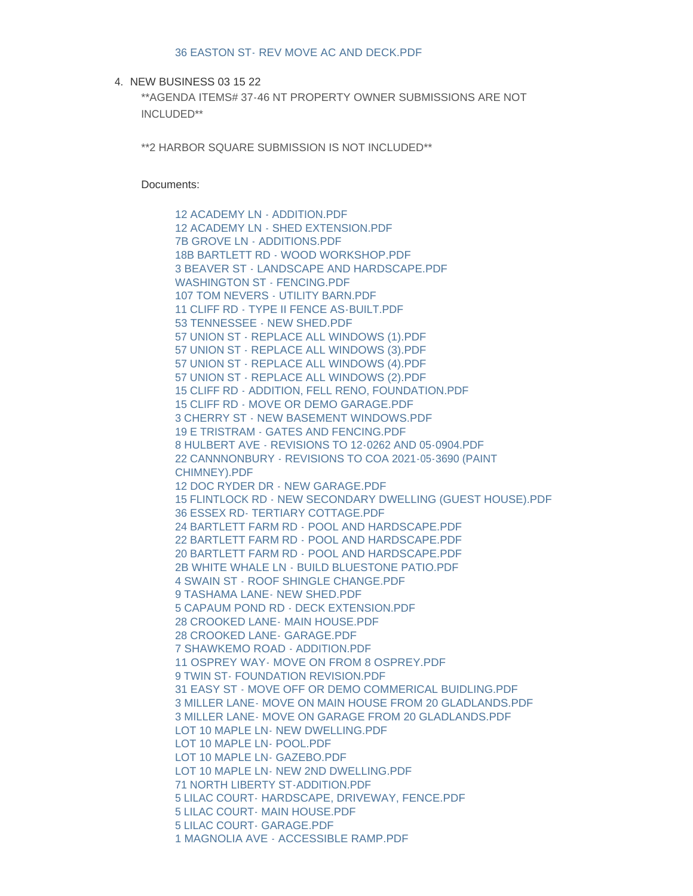36 EASTON ST- REV MOVE AC AND DECK.PDF

4. NEW BUSINESS 03 15 22

**AGENDA ITEMS# 37-46 NT PROPERTY OWNER SUBMISSIONS ARE NOT INCLUDED**

**2 HARBOR SQUARE SUBMISSION IS NOT INCLUDED**

Documents:

12 ACADEMY LN - ADDITION.PDF
12 ACADEMY LN - SHED EXTENSION.PDF
7B GROVE LN - ADDITIONS.PDF
18B BARTLETT RD - WOOD WORKSHOP.PDF
3 BEAVER ST - LANDSCAPE AND HARDSCAPE.PDF
WASHINGTON ST - FENCING.PDF
107 TOM NEVERS - UTILITY BARN.PDF
11 CLIFF RD - TYPE II FENCE AS-BUILT.PDF
53 TENNESSEE - NEW SHED.PDF
57 UNION ST - REPLACE ALL WINDOWS (1).PDF
57 UNION ST - REPLACE ALL WINDOWS (3).PDF
57 UNION ST - REPLACE ALL WINDOWS (4).PDF
57 UNION ST - REPLACE ALL WINDOWS (2).PDF
15 CLIFF RD - ADDITION, FELL RENO, FOUNDATION.PDF
15 CLIFF RD - MOVE OR DEMO GARAGE.PDF
3 CHERRY ST - NEW BASEMENT WINDOWS.PDF
19 E TRISTRAM - GATES AND FENCING.PDF
8 HULBERT AVE - REVISIONS TO 12-0262 AND 05-0904.PDF
22 CANNNONBURY - REVISIONS TO COA 2021-05-3690 (PAINT CHIMNEY).PDF
12 DOC RYDER DR - NEW GARAGE.PDF
15 FLINTLOCK RD - NEW SECONDARY DWELLING (GUEST HOUSE).PDF
36 ESSEX RD- TERTIARY COTTAGE.PDF
24 BARTLETT FARM RD - POOL AND HARDSCAPE.PDF
22 BARTLETT FARM RD - POOL AND HARDSCAPE.PDF
20 BARTLETT FARM RD - POOL AND HARDSCAPE.PDF
2B WHITE WHALE LN - BUILD BLUESTONE PATIO.PDF
4 SWAIN ST - ROOF SHINGLE CHANGE.PDF
9 TASHAMA LANE- NEW SHED.PDF
5 CAPAUM POND RD - DECK EXTENSION.PDF
28 CROOKED LANE- MAIN HOUSE.PDF
28 CROOKED LANE- GARAGE.PDF
7 SHAWKEMO ROAD - ADDITION.PDF
11 OSPREY WAY- MOVE ON FROM 8 OSPREY.PDF
9 TWIN ST- FOUNDATION REVISION.PDF
31 EASY ST - MOVE OFF OR DEMO COMMERICAL BUIDLING.PDF
3 MILLER LANE- MOVE ON MAIN HOUSE FROM 20 GLADLANDS.PDF
3 MILLER LANE- MOVE ON GARAGE FROM 20 GLADLANDS.PDF
LOT 10 MAPLE LN- NEW DWELLING.PDF
LOT 10 MAPLE LN- POOL.PDF
LOT 10 MAPLE LN- GAZEBO.PDF
LOT 10 MAPLE LN- NEW 2ND DWELLING.PDF
71 NORTH LIBERTY ST-ADDITION.PDF
5 LILAC COURT- HARDSCAPE, DRIVEWAY, FENCE.PDF
5 LILAC COURT- MAIN HOUSE.PDF
5 LILAC COURT- GARAGE.PDF
1 MAGNOLIA AVE - ACCESSIBLE RAMP.PDF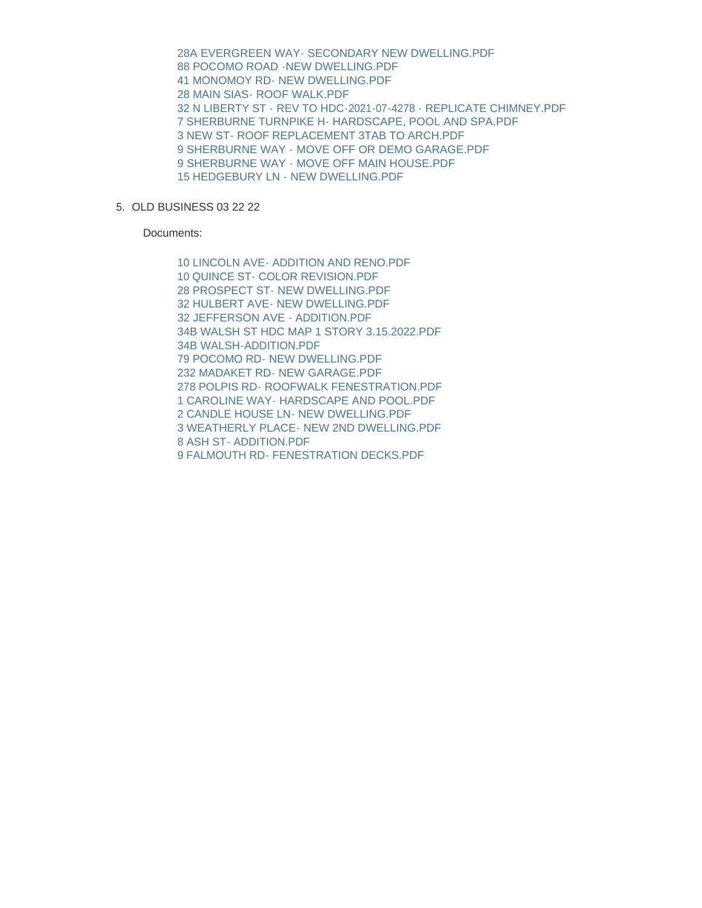28A EVERGREEN WAY- SECONDARY NEW DWELLING.PDF
88 POCOMO ROAD -NEW DWELLING.PDF
41 MONOMOY RD- NEW DWELLING.PDF
28 MAIN SIAS- ROOF WALK.PDF
32 N LIBERTY ST - REV TO HDC-2021-07-4278 - REPLICATE CHIMNEY.PDF
7 SHERBURNE TURNPIKE H- HARDSCAPE, POOL AND SPA.PDF
3 NEW ST- ROOF REPLACEMENT 3TAB TO ARCH.PDF
9 SHERBURNE WAY - MOVE OFF OR DEMO GARAGE.PDF
9 SHERBURNE WAY - MOVE OFF MAIN HOUSE.PDF
15 HEDGEBURY LN - NEW DWELLING.PDF

5. OLD BUSINESS 03 22 22

Documents:

10 LINCOLN AVE- ADDITION AND RENO.PDF
10 QUINCE ST- COLOR REVISION.PDF
28 PROSPECT ST- NEW DWELLING.PDF
32 HULBERT AVE- NEW DWELLING.PDF
32 JEFFERSON AVE - ADDITION.PDF
34B WALSH ST HDC MAP 1 STORY 3.15.2022.PDF
34B WALSH-ADDITION.PDF
79 POCOMO RD- NEW DWELLING.PDF
232 MADAKET RD- NEW GARAGE.PDF
278 POLPIS RD- ROOFWALK FENESTRATION.PDF
1 CAROLINE WAY- HARDSCAPE AND POOL.PDF
2 CANDLE HOUSE LN- NEW DWELLING.PDF
3 WEATHERLY PLACE- NEW 2ND DWELLING.PDF
8 ASH ST- ADDITION.PDF
9 FALMOUTH RD- FENESTRATION DECKS.PDF